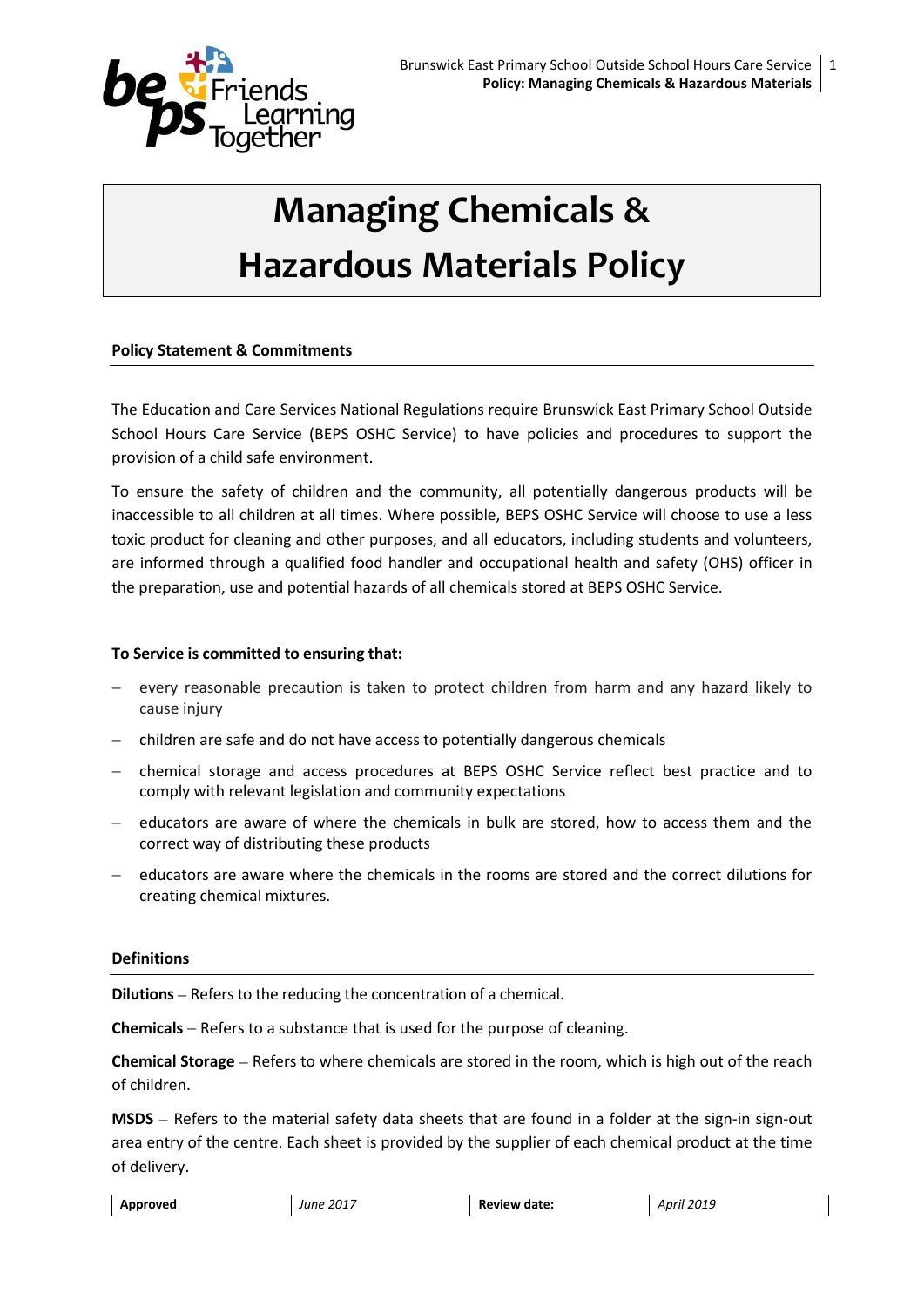# Managing Chemicals & Hazardous Materials Policy

**Policy Statement & Commitments**

The Education and Care Services National Regulations require Brunswick East Primary School Outside School Hours Care Service (BEPS OSHC Service) to have policies and procedures to support the provision of a child safe environment.

To ensure the safety of children and the community, all potentially dangerous products will be inaccessible to all children at all times. Where possible, BEPS OSHC Service will choose to use a less toxic product for cleaning and other purposes, and all educators, including students and volunteers, are informed through a qualified food handler and occupational health and safety (OHS) officer in the preparation, use and potential hazards of all chemicals stored at BEPS OSHC Service.

**To Service is committed to ensuring that:**

- every reasonable precaution is taken to protect children from harm and any hazard likely to cause injury
- children are safe and do not have access to potentially dangerous chemicals
- chemical storage and access procedures at BEPS OSHC Service reflect best practice and to comply with relevant legislation and community expectations
- educators are aware of where the chemicals in bulk are stored, how to access them and the correct way of distributing these products
- educators are aware where the chemicals in the rooms are stored and the correct dilutions for creating chemical mixtures.

**Definitions**

**Dilutions** – Refers to the reducing the concentration of a chemical.

**Chemicals** – Refers to a substance that is used for the purpose of cleaning.

**Chemical Storage** – Refers to where chemicals are stored in the room, which is high out of the reach of children.

**MSDS** – Refers to the material safety data sheets that are found in a folder at the sign-in sign-out area entry of the centre. Each sheet is provided by the supplier of each chemical product at the time of delivery.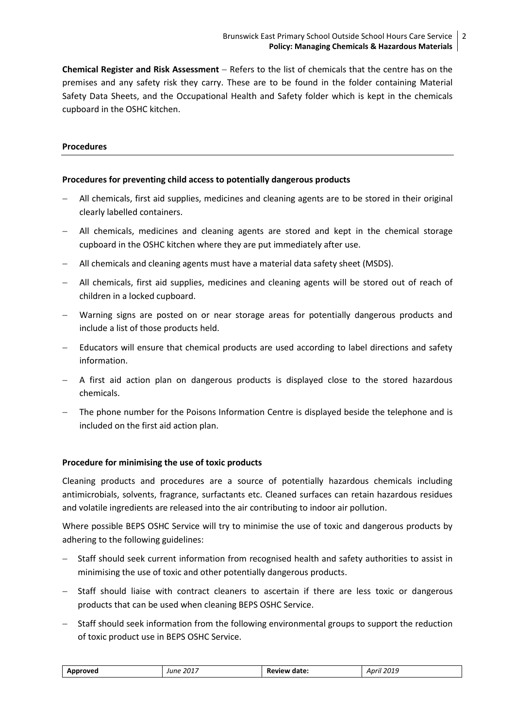**Chemical Register and Risk Assessment** – Refers to the list of chemicals that the centre has on the premises and any safety risk they carry. These are to be found in the folder containing Material Safety Data Sheets, and the Occupational Health and Safety folder which is kept in the chemicals cupboard in the OSHC kitchen.

## Procedures

### Procedures for preventing child access to potentially dangerous products

- All chemicals, first aid supplies, medicines and cleaning agents are to be stored in their original clearly labelled containers.
- All chemicals, medicines and cleaning agents are stored and kept in the chemical storage cupboard in the OSHC kitchen where they are put immediately after use.
- All chemicals and cleaning agents must have a material data safety sheet (MSDS).
- All chemicals, first aid supplies, medicines and cleaning agents will be stored out of reach of children in a locked cupboard.
- Warning signs are posted on or near storage areas for potentially dangerous products and include a list of those products held.
- Educators will ensure that chemical products are used according to label directions and safety information.
- A first aid action plan on dangerous products is displayed close to the stored hazardous chemicals.
- The phone number for the Poisons Information Centre is displayed beside the telephone and is included on the first aid action plan.

### Procedure for minimising the use of toxic products

Cleaning products and procedures are a source of potentially hazardous chemicals including antimicrobials, solvents, fragrance, surfactants etc. Cleaned surfaces can retain hazardous residues and volatile ingredients are released into the air contributing to indoor air pollution.

Where possible BEPS OSHC Service will try to minimise the use of toxic and dangerous products by adhering to the following guidelines:

- Staff should seek current information from recognised health and safety authorities to assist in minimising the use of toxic and other potentially dangerous products.
- Staff should liaise with contract cleaners to ascertain if there are less toxic or dangerous products that can be used when cleaning BEPS OSHC Service.
- Staff should seek information from the following environmental groups to support the reduction of toxic product use in BEPS OSHC Service.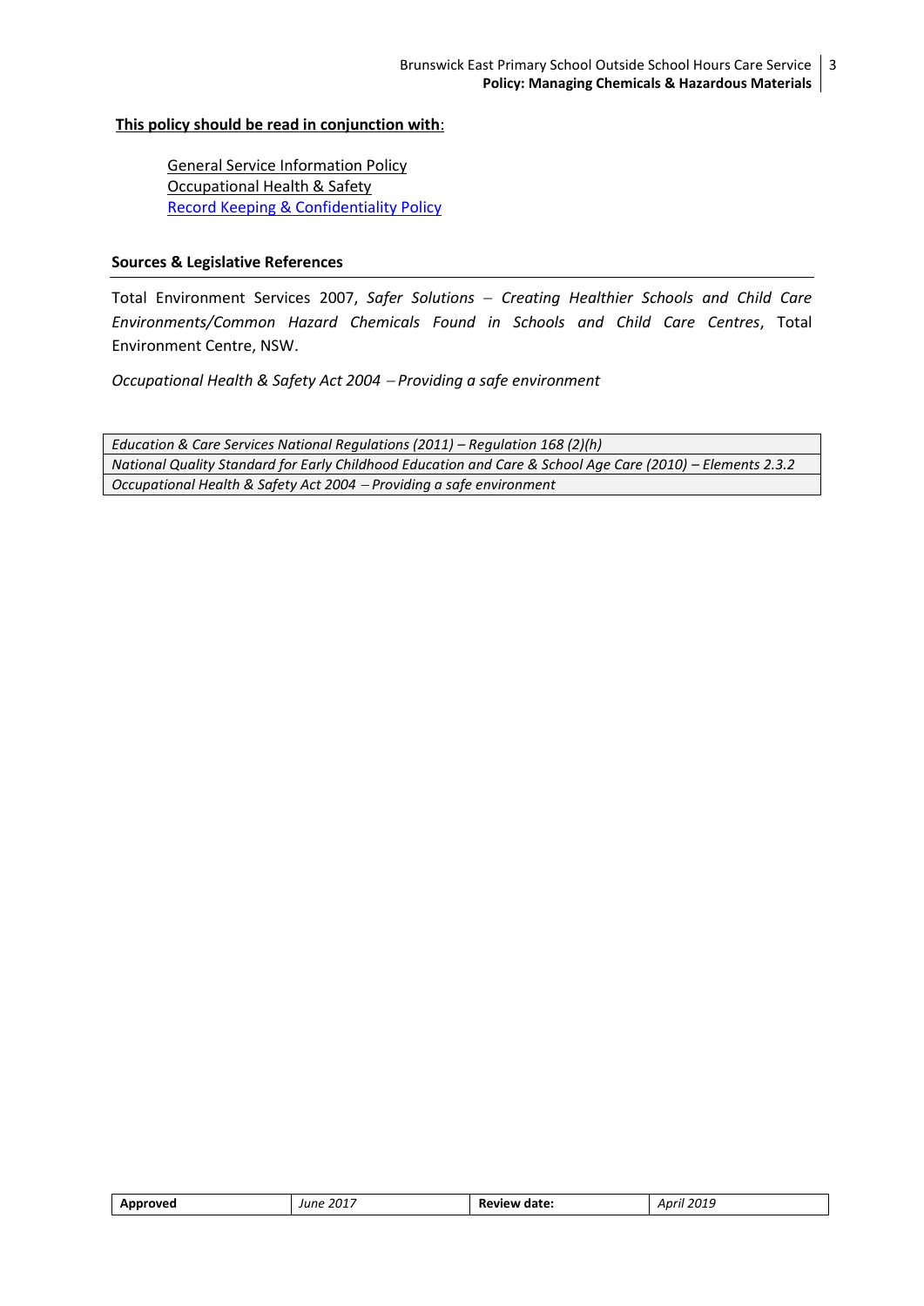**<u>This policy should be read in conjunction with</u>**:

<u>General Service Information Policy</u>
<u>Occupational Health & Safety</u>
<u>Record Keeping & Confidentiality Policy</u>

**Sources & Legislative References**

Total Environment Services 2007, *Safer Solutions – Creating Healthier Schools and Child Care Environments/Common Hazard Chemicals Found in Schools and Child Care Centres*, Total Environment Centre, NSW.

*Occupational Health & Safety Act 2004 – Providing a safe environment*

| |
|---|
| *Education & Care Services National Regulations (2011) – Regulation 168 (2)(h)* |
| *National Quality Standard for Early Childhood Education and Care & School Age Care (2010) – Elements 2.3.2* |
| *Occupational Health & Safety Act 2004 – Providing a safe environment* |

| | | | |
|---|---|---|---|
| **Approved** | *June 2017* | **Review date:** | *April 2019* |